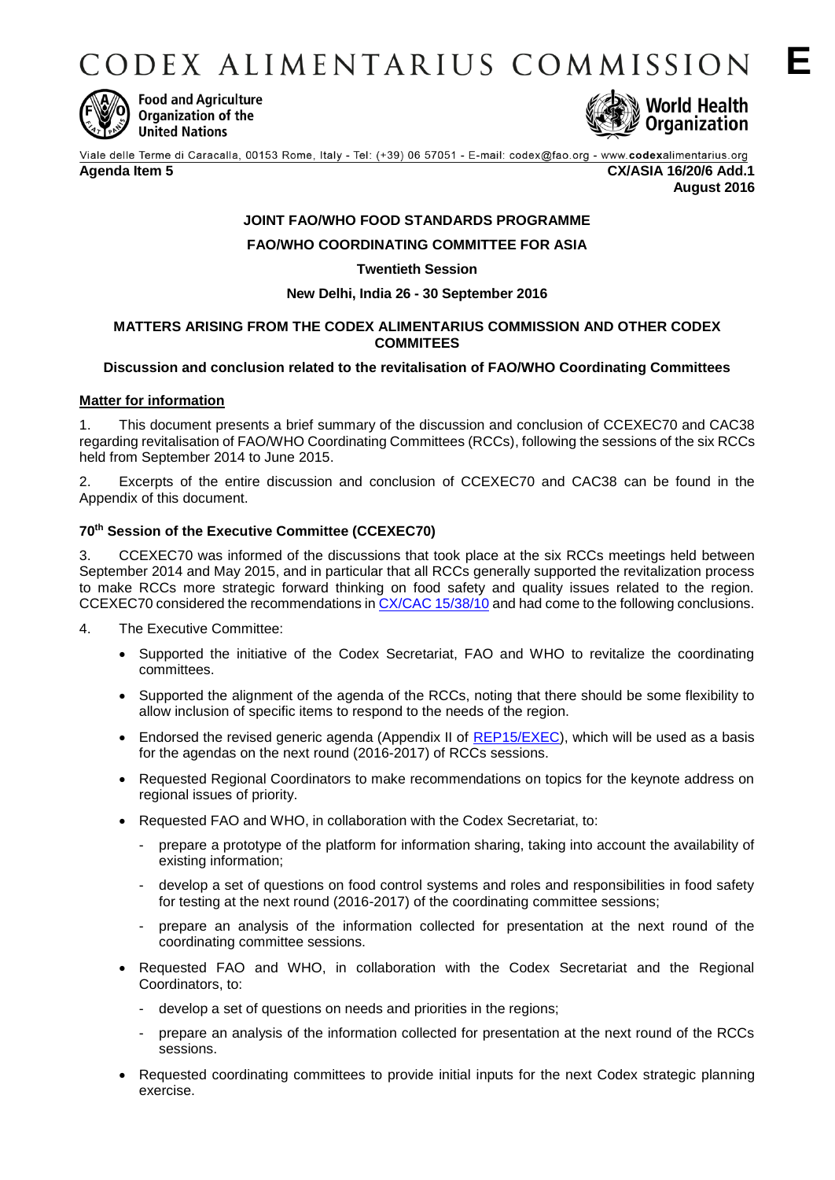# CODEX ALIMENTARIUS COMMISSION **E**

Food and Agriculture Organization of the United Nations

World Health Organization

Viale delle Terme di Caracalla, 00153 Rome, Italy - Tel: (+39) 06 57051 - E-mail: codex@fao.org - www.codexalimentarius.org

**Agenda Item 5** **CX/ASIA 16/20/6 Add.1**
**August 2016**

**JOINT FAO/WHO FOOD STANDARDS PROGRAMME**

**FAO/WHO COORDINATING COMMITTEE FOR ASIA**

**Twentieth Session**

**New Delhi, India 26 - 30 September 2016**

**MATTERS ARISING FROM THE CODEX ALIMENTARIUS COMMISSION AND OTHER CODEX COMMITEES**

**Discussion and conclusion related to the revitalisation of FAO/WHO Coordinating Committees**

**Matter for information**

1. This document presents a brief summary of the discussion and conclusion of CCEXEC70 and CAC38 regarding revitalisation of FAO/WHO Coordinating Committees (RCCs), following the sessions of the six RCCs held from September 2014 to June 2015.

2. Excerpts of the entire discussion and conclusion of CCEXEC70 and CAC38 can be found in the Appendix of this document.

### 70th Session of the Executive Committee (CCEXEC70)

3. CCEXEC70 was informed of the discussions that took place at the six RCCs meetings held between September 2014 and May 2015, and in particular that all RCCs generally supported the revitalization process to make RCCs more strategic forward thinking on food safety and quality issues related to the region. CCEXEC70 considered the recommendations in CX/CAC 15/38/10 and had come to the following conclusions.

4. The Executive Committee:

- Supported the initiative of the Codex Secretariat, FAO and WHO to revitalize the coordinating committees.
- Supported the alignment of the agenda of the RCCs, noting that there should be some flexibility to allow inclusion of specific items to respond to the needs of the region.
- Endorsed the revised generic agenda (Appendix II of REP15/EXEC), which will be used as a basis for the agendas on the next round (2016-2017) of RCCs sessions.
- Requested Regional Coordinators to make recommendations on topics for the keynote address on regional issues of priority.
- Requested FAO and WHO, in collaboration with the Codex Secretariat, to:
  - prepare a prototype of the platform for information sharing, taking into account the availability of existing information;
  - develop a set of questions on food control systems and roles and responsibilities in food safety for testing at the next round (2016-2017) of the coordinating committee sessions;
  - prepare an analysis of the information collected for presentation at the next round of the coordinating committee sessions.
- Requested FAO and WHO, in collaboration with the Codex Secretariat and the Regional Coordinators, to:
  - develop a set of questions on needs and priorities in the regions;
  - prepare an analysis of the information collected for presentation at the next round of the RCCs sessions.
- Requested coordinating committees to provide initial inputs for the next Codex strategic planning exercise.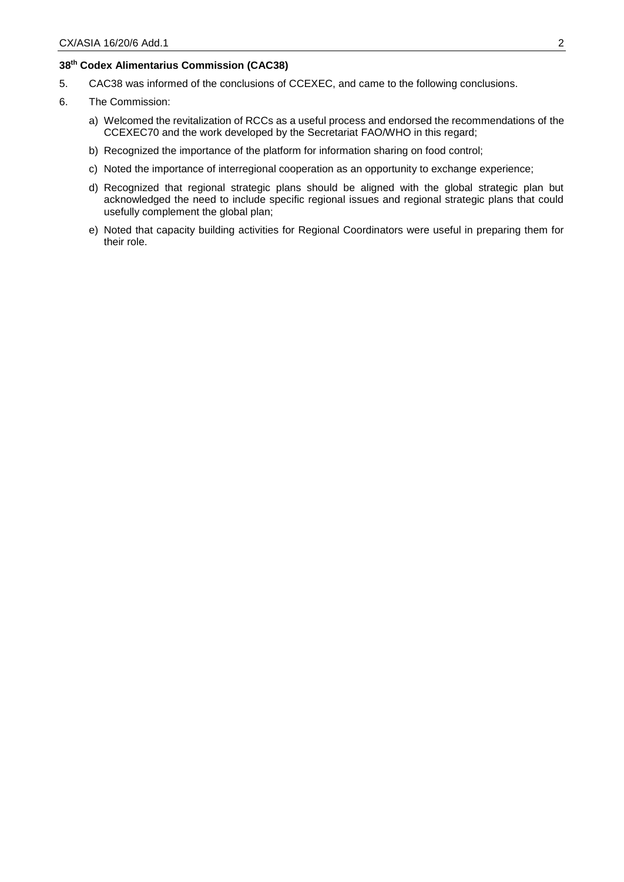**38th Codex Alimentarius Commission (CAC38)**

5. CAC38 was informed of the conclusions of CCEXEC, and came to the following conclusions.

6. The Commission:

   a) Welcomed the revitalization of RCCs as a useful process and endorsed the recommendations of the CCEXEC70 and the work developed by the Secretariat FAO/WHO in this regard;

   b) Recognized the importance of the platform for information sharing on food control;

   c) Noted the importance of interregional cooperation as an opportunity to exchange experience;

   d) Recognized that regional strategic plans should be aligned with the global strategic plan but acknowledged the need to include specific regional issues and regional strategic plans that could usefully complement the global plan;

   e) Noted that capacity building activities for Regional Coordinators were useful in preparing them for their role.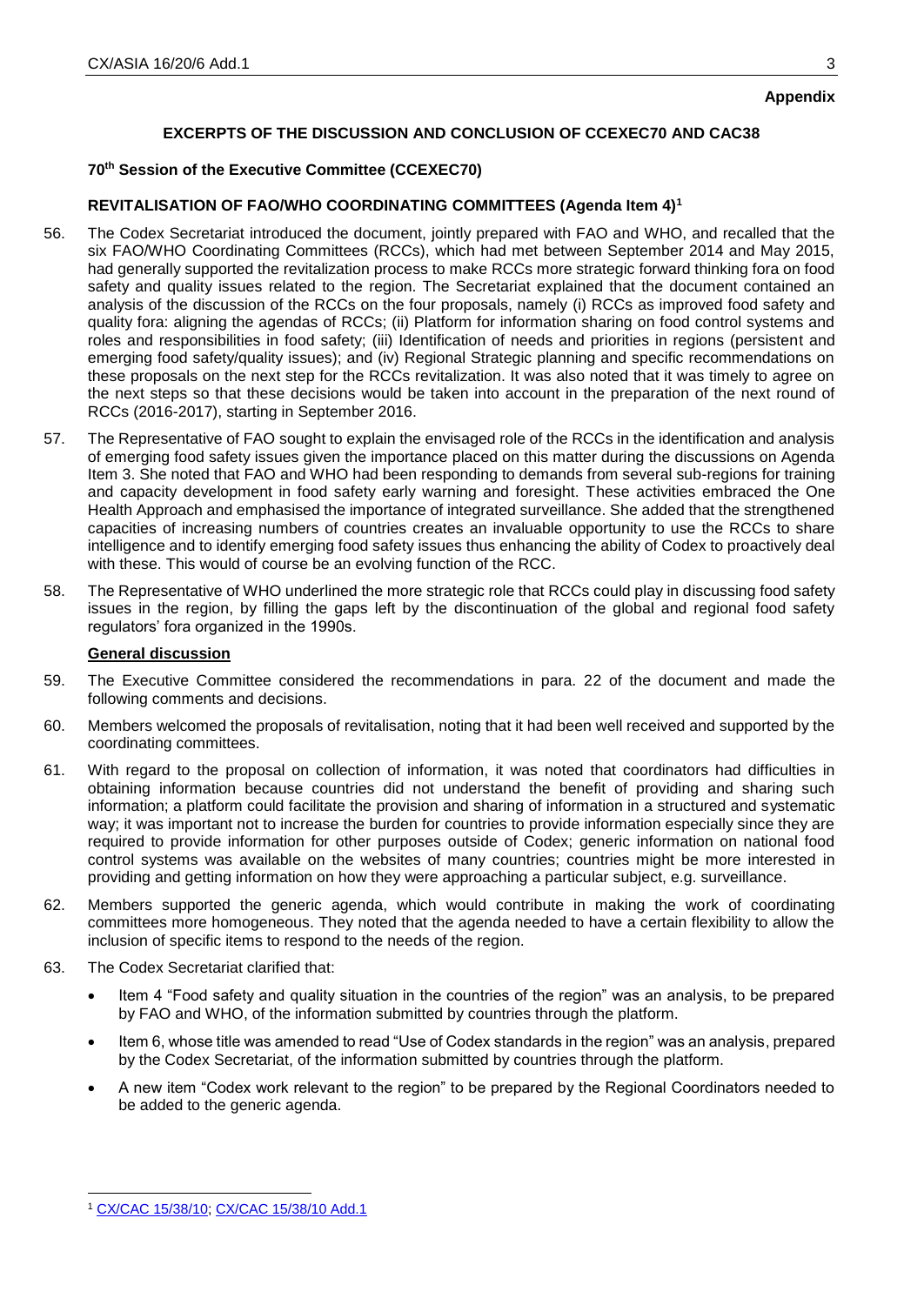**Appendix**

## EXCERPTS OF THE DISCUSSION AND CONCLUSION OF CCEXEC70 AND CAC38

### 70th Session of the Executive Committee (CCEXEC70)

### REVITALISATION OF FAO/WHO COORDINATING COMMITTEES (Agenda Item 4)[1]

56. The Codex Secretariat introduced the document, jointly prepared with FAO and WHO, and recalled that the six FAO/WHO Coordinating Committees (RCCs), which had met between September 2014 and May 2015, had generally supported the revitalization process to make RCCs more strategic forward thinking fora on food safety and quality issues related to the region. The Secretariat explained that the document contained an analysis of the discussion of the RCCs on the four proposals, namely (i) RCCs as improved food safety and quality fora: aligning the agendas of RCCs; (ii) Platform for information sharing on food control systems and roles and responsibilities in food safety; (iii) Identification of needs and priorities in regions (persistent and emerging food safety/quality issues); and (iv) Regional Strategic planning and specific recommendations on these proposals on the next step for the RCCs revitalization. It was also noted that it was timely to agree on the next steps so that these decisions would be taken into account in the preparation of the next round of RCCs (2016-2017), starting in September 2016.

57. The Representative of FAO sought to explain the envisaged role of the RCCs in the identification and analysis of emerging food safety issues given the importance placed on this matter during the discussions on Agenda Item 3. She noted that FAO and WHO had been responding to demands from several sub-regions for training and capacity development in food safety early warning and foresight. These activities embraced the One Health Approach and emphasised the importance of integrated surveillance. She added that the strengthened capacities of increasing numbers of countries creates an invaluable opportunity to use the RCCs to share intelligence and to identify emerging food safety issues thus enhancing the ability of Codex to proactively deal with these. This would of course be an evolving function of the RCC.

58. The Representative of WHO underlined the more strategic role that RCCs could play in discussing food safety issues in the region, by filling the gaps left by the discontinuation of the global and regional food safety regulators' fora organized in the 1990s.

**General discussion**

59. The Executive Committee considered the recommendations in para. 22 of the document and made the following comments and decisions.

60. Members welcomed the proposals of revitalisation, noting that it had been well received and supported by the coordinating committees.

61. With regard to the proposal on collection of information, it was noted that coordinators had difficulties in obtaining information because countries did not understand the benefit of providing and sharing such information; a platform could facilitate the provision and sharing of information in a structured and systematic way; it was important not to increase the burden for countries to provide information especially since they are required to provide information for other purposes outside of Codex; generic information on national food control systems was available on the websites of many countries; countries might be more interested in providing and getting information on how they were approaching a particular subject, e.g. surveillance.

62. Members supported the generic agenda, which would contribute in making the work of coordinating committees more homogeneous. They noted that the agenda needed to have a certain flexibility to allow the inclusion of specific items to respond to the needs of the region.

63. The Codex Secretariat clarified that:
    - Item 4 "Food safety and quality situation in the countries of the region" was an analysis, to be prepared by FAO and WHO, of the information submitted by countries through the platform.
    - Item 6, whose title was amended to read "Use of Codex standards in the region" was an analysis, prepared by the Codex Secretariat, of the information submitted by countries through the platform.
    - A new item "Codex work relevant to the region" to be prepared by the Regional Coordinators needed to be added to the generic agenda.

[1] CX/CAC 15/38/10; CX/CAC 15/38/10 Add.1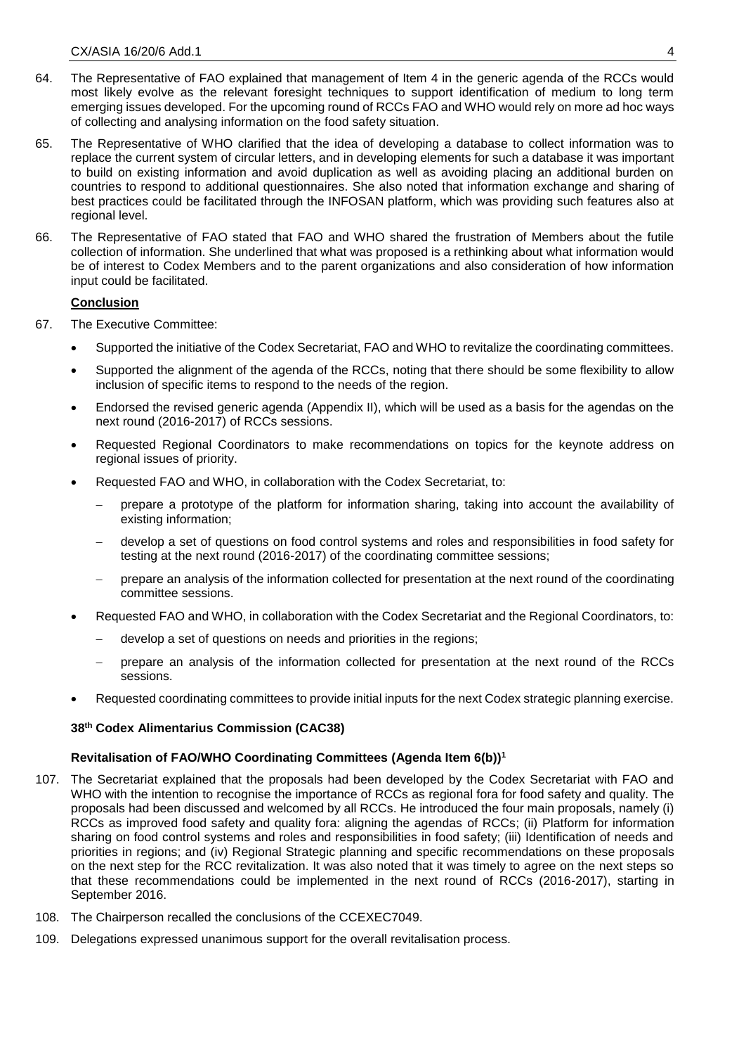64. The Representative of FAO explained that management of Item 4 in the generic agenda of the RCCs would most likely evolve as the relevant foresight techniques to support identification of medium to long term emerging issues developed. For the upcoming round of RCCs FAO and WHO would rely on more ad hoc ways of collecting and analysing information on the food safety situation.

65. The Representative of WHO clarified that the idea of developing a database to collect information was to replace the current system of circular letters, and in developing elements for such a database it was important to build on existing information and avoid duplication as well as avoiding placing an additional burden on countries to respond to additional questionnaires. She also noted that information exchange and sharing of best practices could be facilitated through the INFOSAN platform, which was providing such features also at regional level.

66. The Representative of FAO stated that FAO and WHO shared the frustration of Members about the futile collection of information. She underlined that what was proposed is a rethinking about what information would be of interest to Codex Members and to the parent organizations and also consideration of how information input could be facilitated.

**Conclusion**

67. The Executive Committee:

- Supported the initiative of the Codex Secretariat, FAO and WHO to revitalize the coordinating committees.
- Supported the alignment of the agenda of the RCCs, noting that there should be some flexibility to allow inclusion of specific items to respond to the needs of the region.
- Endorsed the revised generic agenda (Appendix II), which will be used as a basis for the agendas on the next round (2016-2017) of RCCs sessions.
- Requested Regional Coordinators to make recommendations on topics for the keynote address on regional issues of priority.
- Requested FAO and WHO, in collaboration with the Codex Secretariat, to:
  - prepare a prototype of the platform for information sharing, taking into account the availability of existing information;
  - develop a set of questions on food control systems and roles and responsibilities in food safety for testing at the next round (2016-2017) of the coordinating committee sessions;
  - prepare an analysis of the information collected for presentation at the next round of the coordinating committee sessions.
- Requested FAO and WHO, in collaboration with the Codex Secretariat and the Regional Coordinators, to:
  - develop a set of questions on needs and priorities in the regions;
  - prepare an analysis of the information collected for presentation at the next round of the RCCs sessions.
- Requested coordinating committees to provide initial inputs for the next Codex strategic planning exercise.

**38th Codex Alimentarius Commission (CAC38)**

**Revitalisation of FAO/WHO Coordinating Committees (Agenda Item 6(b))[1]**

107. The Secretariat explained that the proposals had been developed by the Codex Secretariat with FAO and WHO with the intention to recognise the importance of RCCs as regional fora for food safety and quality. The proposals had been discussed and welcomed by all RCCs. He introduced the four main proposals, namely (i) RCCs as improved food safety and quality fora: aligning the agendas of RCCs; (ii) Platform for information sharing on food control systems and roles and responsibilities in food safety; (iii) Identification of needs and priorities in regions; and (iv) Regional Strategic planning and specific recommendations on these proposals on the next step for the RCC revitalization. It was also noted that it was timely to agree on the next steps so that these recommendations could be implemented in the next round of RCCs (2016-2017), starting in September 2016.

108. The Chairperson recalled the conclusions of the CCEXEC7049.

109. Delegations expressed unanimous support for the overall revitalisation process.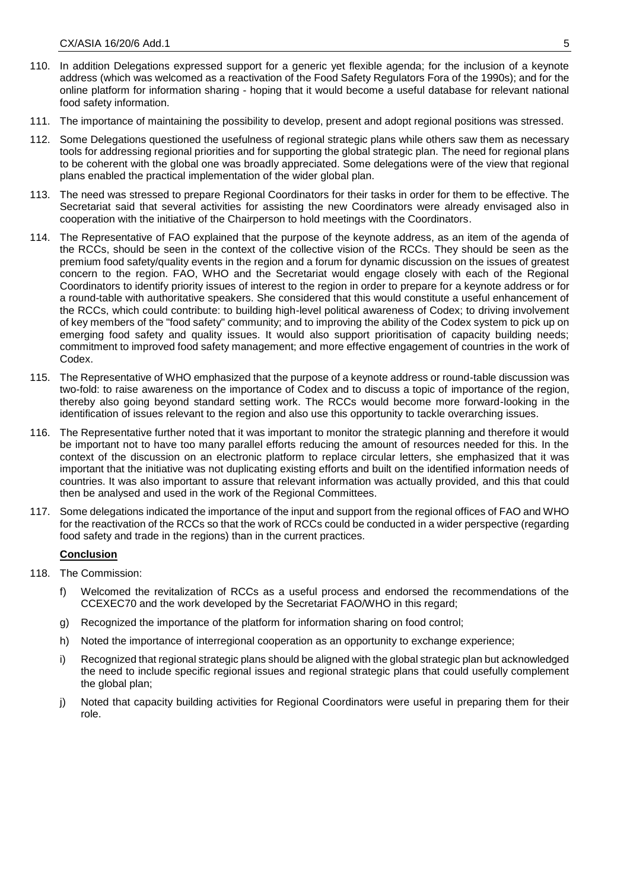110. In addition Delegations expressed support for a generic yet flexible agenda; for the inclusion of a keynote address (which was welcomed as a reactivation of the Food Safety Regulators Fora of the 1990s); and for the online platform for information sharing - hoping that it would become a useful database for relevant national food safety information.

111. The importance of maintaining the possibility to develop, present and adopt regional positions was stressed.

112. Some Delegations questioned the usefulness of regional strategic plans while others saw them as necessary tools for addressing regional priorities and for supporting the global strategic plan. The need for regional plans to be coherent with the global one was broadly appreciated. Some delegations were of the view that regional plans enabled the practical implementation of the wider global plan.

113. The need was stressed to prepare Regional Coordinators for their tasks in order for them to be effective. The Secretariat said that several activities for assisting the new Coordinators were already envisaged also in cooperation with the initiative of the Chairperson to hold meetings with the Coordinators.

114. The Representative of FAO explained that the purpose of the keynote address, as an item of the agenda of the RCCs, should be seen in the context of the collective vision of the RCCs. They should be seen as the premium food safety/quality events in the region and a forum for dynamic discussion on the issues of greatest concern to the region. FAO, WHO and the Secretariat would engage closely with each of the Regional Coordinators to identify priority issues of interest to the region in order to prepare for a keynote address or for a round-table with authoritative speakers. She considered that this would constitute a useful enhancement of the RCCs, which could contribute: to building high-level political awareness of Codex; to driving involvement of key members of the "food safety" community; and to improving the ability of the Codex system to pick up on emerging food safety and quality issues. It would also support prioritisation of capacity building needs; commitment to improved food safety management; and more effective engagement of countries in the work of Codex.

115. The Representative of WHO emphasized that the purpose of a keynote address or round-table discussion was two-fold: to raise awareness on the importance of Codex and to discuss a topic of importance of the region, thereby also going beyond standard setting work. The RCCs would become more forward-looking in the identification of issues relevant to the region and also use this opportunity to tackle overarching issues.

116. The Representative further noted that it was important to monitor the strategic planning and therefore it would be important not to have too many parallel efforts reducing the amount of resources needed for this. In the context of the discussion on an electronic platform to replace circular letters, she emphasized that it was important that the initiative was not duplicating existing efforts and built on the identified information needs of countries. It was also important to assure that relevant information was actually provided, and this that could then be analysed and used in the work of the Regional Committees.

117. Some delegations indicated the importance of the input and support from the regional offices of FAO and WHO for the reactivation of the RCCs so that the work of RCCs could be conducted in a wider perspective (regarding food safety and trade in the regions) than in the current practices.

**Conclusion**

118. The Commission:

f) Welcomed the revitalization of RCCs as a useful process and endorsed the recommendations of the CCEXEC70 and the work developed by the Secretariat FAO/WHO in this regard;

g) Recognized the importance of the platform for information sharing on food control;

h) Noted the importance of interregional cooperation as an opportunity to exchange experience;

i) Recognized that regional strategic plans should be aligned with the global strategic plan but acknowledged the need to include specific regional issues and regional strategic plans that could usefully complement the global plan;

j) Noted that capacity building activities for Regional Coordinators were useful in preparing them for their role.